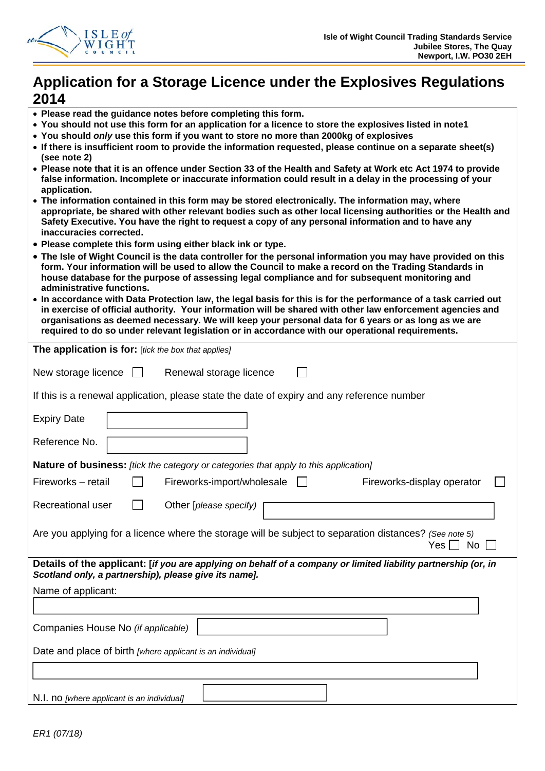Isle of Wight Council Trading Standards Service
Jubilee Stores, The Quay
Newport, I.W. PO30 2EH

# Application for a Storage Licence under the Explosives Regulations 2014

- **Please read the guidance notes before completing this form.**
- **You should not use this form for an application for a licence to store the explosives listed in note1**
- **You should *only* use this form if you want to store no more than 2000kg of explosives**
- **If there is insufficient room to provide the information requested, please continue on a separate sheet(s) (see note 2)**
- **Please note that it is an offence under Section 33 of the Health and Safety at Work etc Act 1974 to provide false information. Incomplete or inaccurate information could result in a delay in the processing of your application.**
- **The information contained in this form may be stored electronically. The information may, where appropriate, be shared with other relevant bodies such as other local licensing authorities or the Health and Safety Executive. You have the right to request a copy of any personal information and to have any inaccuracies corrected.**
- **Please complete this form using either black ink or type.**
- **The Isle of Wight Council is the data controller for the personal information you may have provided on this form. Your information will be used to allow the Council to make a record on the Trading Standards in house database for the purpose of assessing legal compliance and for subsequent monitoring and administrative functions.**
- **In accordance with Data Protection law, the legal basis for this is for the performance of a task carried out in exercise of official authority. Your information will be shared with other law enforcement agencies and organisations as deemed necessary. We will keep your personal data for 6 years or as long as we are required to do so under relevant legislation or in accordance with our operational requirements.**

**The application is for:** [*tick the box that applies*]

New storage licence ☐ Renewal storage licence ☐

If this is a renewal application, please state the date of expiry and any reference number

Expiry Date ______________________

Reference No. ______________________

**Nature of business:** *[tick the category or categories that apply to this application]*

Fireworks – retail ☐ Fireworks-import/wholesale ☐ Fireworks-display operator ☐

Recreational user ☐ Other [*please specify)* ______________________

Are you applying for a licence where the storage will be subject to separation distances? *(See note 5)*
Yes ☐ No ☐

**Details of the applicant: [*if you are applying on behalf of a company or limited liability partnership (or, in Scotland only, a partnership), please give its name].***

Name of applicant:

______________________

Companies House No *(if applicable)* ______________________

Date and place of birth *[where applicant is an individual]*

______________________

N.I. no *[where applicant is an individual]* ______________________

*ER1 (07/18)*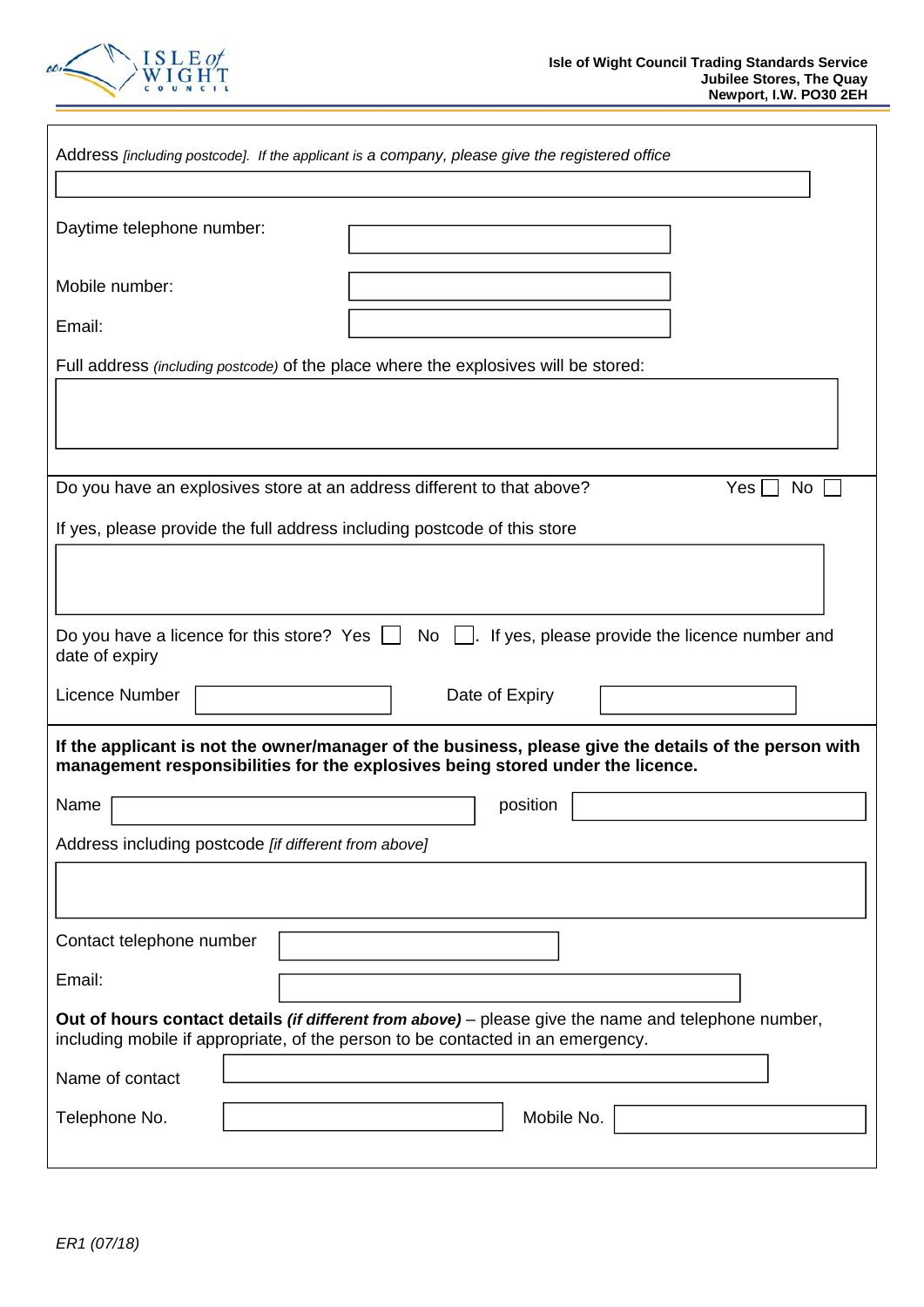Isle of Wight Council Trading Standards Service
Jubilee Stores, The Quay
Newport, I.W. PO30 2EH

Address *[including postcode]. If the applicant is a company, please give the registered office*

Daytime telephone number:

Mobile number:

Email:

Full address *(including postcode)* of the place where the explosives will be stored:

Do you have an explosives store at an address different to that above? Yes ☐ No ☐

If yes, please provide the full address including postcode of this store

Do you have a licence for this store? Yes ☐ No ☐. If yes, please provide the licence number and date of expiry

Licence Number

Date of Expiry

**If the applicant is not the owner/manager of the business, please give the details of the person with management responsibilities for the explosives being stored under the licence.**

Name

position

Address including postcode *[if different from above]*

Contact telephone number

Email:

**Out of hours contact details** ***(if different from above)*** – please give the name and telephone number, including mobile if appropriate, of the person to be contacted in an emergency.

Name of contact

Telephone No.

Mobile No.

*ER1 (07/18)*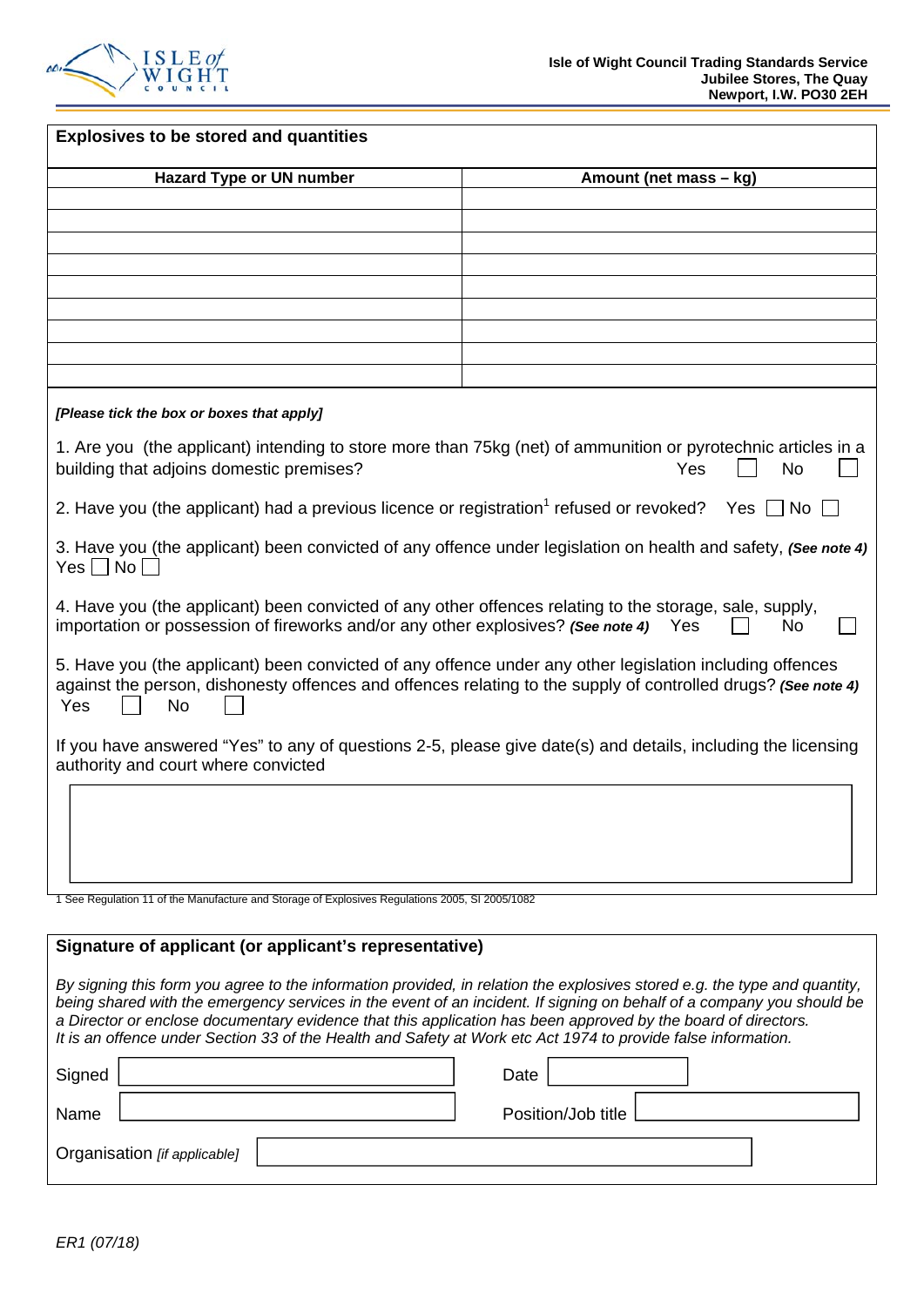Isle of Wight Council Trading Standards Service
Jubilee Stores, The Quay
Newport, I.W. PO30 2EH

## Explosives to be stored and quantities

| Hazard Type or UN number | Amount (net mass – kg) |
|---|---|
| | |
| | |
| | |
| | |
| | |
| | |
| | |
| | |
| | |

***[Please tick the box or boxes that apply]***

1. Are you (the applicant) intending to store more than 75kg (net) of ammunition or pyrotechnic articles in a building that adjoins domestic premises? Yes ☐ No ☐

2. Have you (the applicant) had a previous licence or registration[1] refused or revoked? Yes ☐ No ☐

3. Have you (the applicant) been convicted of any offence under legislation on health and safety, ***(See note 4)*** Yes ☐ No ☐

4. Have you (the applicant) been convicted of any other offences relating to the storage, sale, supply, importation or possession of fireworks and/or any other explosives? ***(See note 4)*** Yes ☐ No ☐

5. Have you (the applicant) been convicted of any offence under any other legislation including offences against the person, dishonesty offences and offences relating to the supply of controlled drugs? ***(See note 4)*** Yes ☐ No ☐

If you have answered "Yes" to any of questions 2-5, please give date(s) and details, including the licensing authority and court where convicted

1 See Regulation 11 of the Manufacture and Storage of Explosives Regulations 2005, SI 2005/1082

## Signature of applicant (or applicant's representative)

*By signing this form you agree to the information provided, in relation the explosives stored e.g. the type and quantity, being shared with the emergency services in the event of an incident. If signing on behalf of a company you should be a Director or enclose documentary evidence that this application has been approved by the board of directors.*
*It is an offence under Section 33 of the Health and Safety at Work etc Act 1974 to provide false information.*

Signed ______________________ Date ______________________

Name ______________________ Position/Job title ______________________

Organisation *[if applicable]* ______________________

*ER1 (07/18)*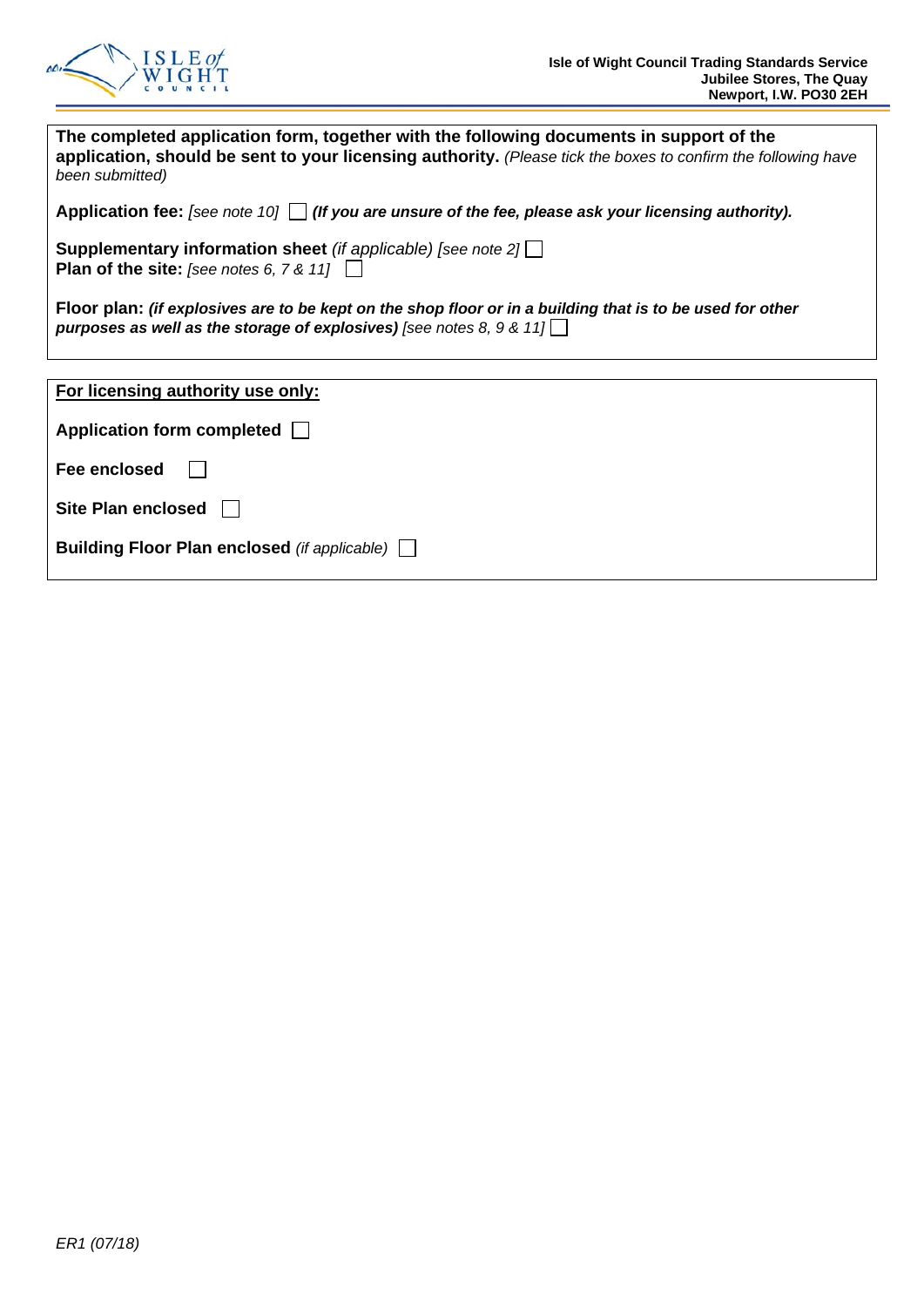**The completed application form, together with the following documents in support of the application, should be sent to your licensing authority.** *(Please tick the boxes to confirm the following have been submitted)*

**Application fee:** *[see note 10]* ☐ ***(If you are unsure of the fee, please ask your licensing authority).***

**Supplementary information sheet** *(if applicable) [see note 2]* ☐
**Plan of the site:** *[see notes 6, 7 & 11]* ☐

**Floor plan:** ***(if explosives are to be kept on the shop floor or in a building that is to be used for other purposes as well as the storage of explosives)*** *[see notes 8, 9 & 11]* ☐

**<u>For licensing authority use only:</u>**

**Application form completed** ☐

**Fee enclosed** ☐

**Site Plan enclosed** ☐

**Building Floor Plan enclosed** *(if applicable)* ☐

*ER1 (07/18)*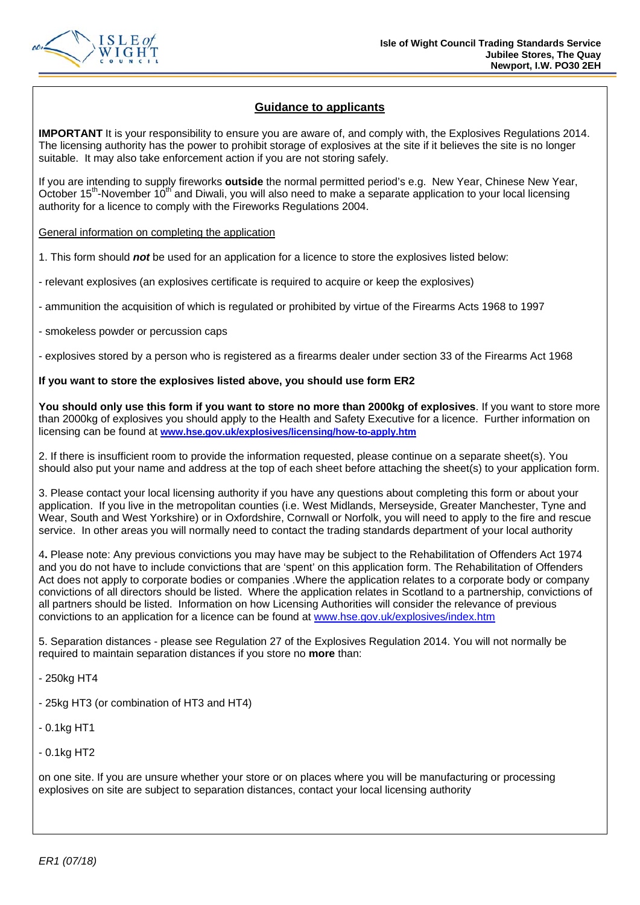Isle of Wight Council Trading Standards Service
Jubilee Stores, The Quay
Newport, I.W. PO30 2EH

## Guidance to applicants

**IMPORTANT** It is your responsibility to ensure you are aware of, and comply with, the Explosives Regulations 2014. The licensing authority has the power to prohibit storage of explosives at the site if it believes the site is no longer suitable. It may also take enforcement action if you are not storing safely.

If you are intending to supply fireworks **outside** the normal permitted period's e.g. New Year, Chinese New Year, October 15th-November 10th and Diwali, you will also need to make a separate application to your local licensing authority for a licence to comply with the Fireworks Regulations 2004.

General information on completing the application

1. This form should ***not*** be used for an application for a licence to store the explosives listed below:

- relevant explosives (an explosives certificate is required to acquire or keep the explosives)
- ammunition the acquisition of which is regulated or prohibited by virtue of the Firearms Acts 1968 to 1997
- smokeless powder or percussion caps
- explosives stored by a person who is registered as a firearms dealer under section 33 of the Firearms Act 1968

**If you want to store the explosives listed above, you should use form ER2**

**You should only use this form if you want to store no more than 2000kg of explosives**. If you want to store more than 2000kg of explosives you should apply to the Health and Safety Executive for a licence. Further information on licensing can be found at **www.hse.gov.uk/explosives/licensing/how-to-apply.htm**

2. If there is insufficient room to provide the information requested, please continue on a separate sheet(s). You should also put your name and address at the top of each sheet before attaching the sheet(s) to your application form.

3. Please contact your local licensing authority if you have any questions about completing this form or about your application. If you live in the metropolitan counties (i.e. West Midlands, Merseyside, Greater Manchester, Tyne and Wear, South and West Yorkshire) or in Oxfordshire, Cornwall or Norfolk, you will need to apply to the fire and rescue service. In other areas you will normally need to contact the trading standards department of your local authority

4. Please note: Any previous convictions you may have may be subject to the Rehabilitation of Offenders Act 1974 and you do not have to include convictions that are 'spent' on this application form. The Rehabilitation of Offenders Act does not apply to corporate bodies or companies .Where the application relates to a corporate body or company convictions of all directors should be listed. Where the application relates in Scotland to a partnership, convictions of all partners should be listed. Information on how Licensing Authorities will consider the relevance of previous convictions to an application for a licence can be found at www.hse.gov.uk/explosives/index.htm

5. Separation distances - please see Regulation 27 of the Explosives Regulation 2014. You will not normally be required to maintain separation distances if you store no **more** than:

- 250kg HT4
- 25kg HT3 (or combination of HT3 and HT4)
- 0.1kg HT1
- 0.1kg HT2

on one site. If you are unsure whether your store or on places where you will be manufacturing or processing explosives on site are subject to separation distances, contact your local licensing authority

*ER1 (07/18)*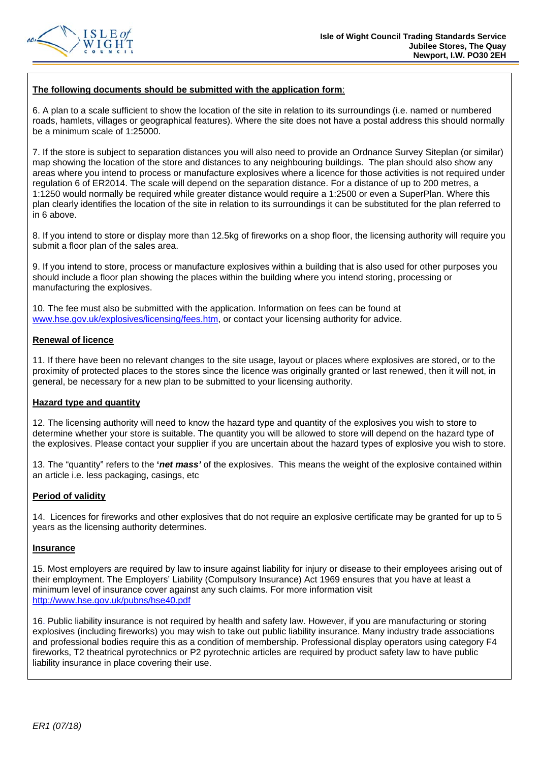**The following documents should be submitted with the application form**:

6. A plan to a scale sufficient to show the location of the site in relation to its surroundings (i.e. named or numbered roads, hamlets, villages or geographical features). Where the site does not have a postal address this should normally be a minimum scale of 1:25000.

7. If the store is subject to separation distances you will also need to provide an Ordnance Survey Siteplan (or similar) map showing the location of the store and distances to any neighbouring buildings. The plan should also show any areas where you intend to process or manufacture explosives where a licence for those activities is not required under regulation 6 of ER2014. The scale will depend on the separation distance. For a distance of up to 200 metres, a 1:1250 would normally be required while greater distance would require a 1:2500 or even a SuperPlan. Where this plan clearly identifies the location of the site in relation to its surroundings it can be substituted for the plan referred to in 6 above.

8. If you intend to store or display more than 12.5kg of fireworks on a shop floor, the licensing authority will require you submit a floor plan of the sales area.

9. If you intend to store, process or manufacture explosives within a building that is also used for other purposes you should include a floor plan showing the places within the building where you intend storing, processing or manufacturing the explosives.

10. The fee must also be submitted with the application. Information on fees can be found at www.hse.gov.uk/explosives/licensing/fees.htm, or contact your licensing authority for advice.

**Renewal of licence**

11. If there have been no relevant changes to the site usage, layout or places where explosives are stored, or to the proximity of protected places to the stores since the licence was originally granted or last renewed, then it will not, in general, be necessary for a new plan to be submitted to your licensing authority.

**Hazard type and quantity**

12. The licensing authority will need to know the hazard type and quantity of the explosives you wish to store to determine whether your store is suitable. The quantity you will be allowed to store will depend on the hazard type of the explosives. Please contact your supplier if you are uncertain about the hazard types of explosive you wish to store.

13. The "quantity" refers to the **'*net mass'*** of the explosives. This means the weight of the explosive contained within an article i.e. less packaging, casings, etc

**Period of validity**

14. Licences for fireworks and other explosives that do not require an explosive certificate may be granted for up to 5 years as the licensing authority determines.

**Insurance**

15. Most employers are required by law to insure against liability for injury or disease to their employees arising out of their employment. The Employers' Liability (Compulsory Insurance) Act 1969 ensures that you have at least a minimum level of insurance cover against any such claims. For more information visit http://www.hse.gov.uk/pubns/hse40.pdf

16. Public liability insurance is not required by health and safety law. However, if you are manufacturing or storing explosives (including fireworks) you may wish to take out public liability insurance. Many industry trade associations and professional bodies require this as a condition of membership. Professional display operators using category F4 fireworks, T2 theatrical pyrotechnics or P2 pyrotechnic articles are required by product safety law to have public liability insurance in place covering their use.

*ER1 (07/18)*